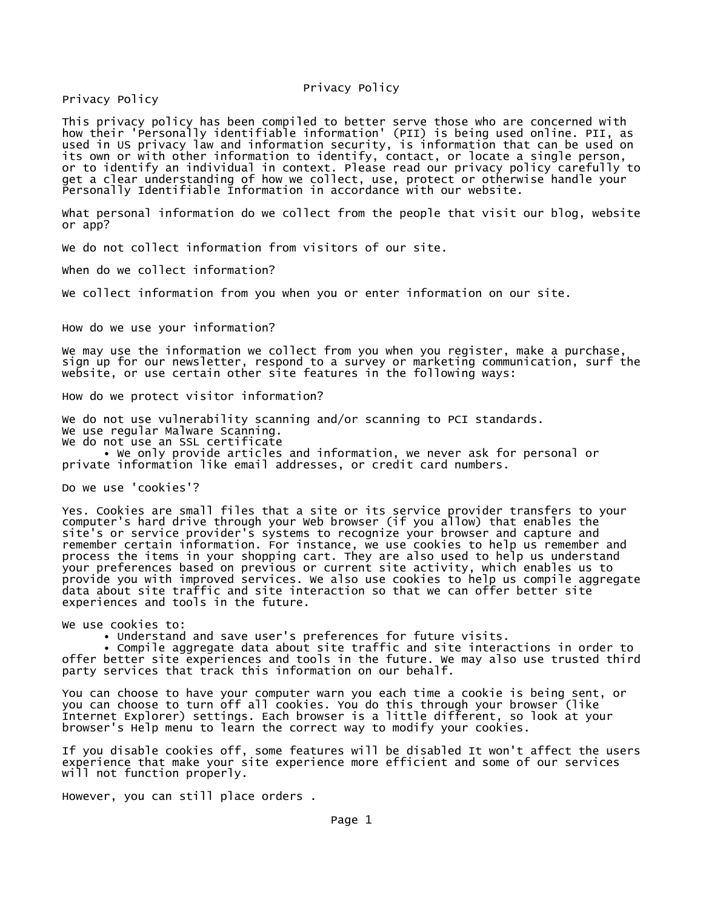# Privacy Policy

Privacy Policy

This privacy policy has been compiled to better serve those who are concerned with how their 'Personally identifiable information' (PII) is being used online. PII, as used in US privacy law and information security, is information that can be used on its own or with other information to identify, contact, or locate a single person, or to identify an individual in context. Please read our privacy policy carefully to get a clear understanding of how we collect, use, protect or otherwise handle your Personally Identifiable Information in accordance with our website.

What personal information do we collect from the people that visit our blog, website or app?

We do not collect information from visitors of our site.

When do we collect information?

We collect information from you when you or enter information on our site.

How do we use your information?

We may use the information we collect from you when you register, make a purchase, sign up for our newsletter, respond to a survey or marketing communication, surf the website, or use certain other site features in the following ways:

How do we protect visitor information?

We do not use vulnerability scanning and/or scanning to PCI standards.
We use regular Malware Scanning.
We do not use an SSL certificate

- We only provide articles and information, we never ask for personal or private information like email addresses, or credit card numbers.

Do we use 'cookies'?

Yes. Cookies are small files that a site or its service provider transfers to your computer's hard drive through your Web browser (if you allow) that enables the site's or service provider's systems to recognize your browser and capture and remember certain information. For instance, we use cookies to help us remember and process the items in your shopping cart. They are also used to help us understand your preferences based on previous or current site activity, which enables us to provide you with improved services. We also use cookies to help us compile aggregate data about site traffic and site interaction so that we can offer better site experiences and tools in the future.

We use cookies to:

- Understand and save user's preferences for future visits.
- Compile aggregate data about site traffic and site interactions in order to offer better site experiences and tools in the future. We may also use trusted third party services that track this information on our behalf.

You can choose to have your computer warn you each time a cookie is being sent, or you can choose to turn off all cookies. You do this through your browser (like Internet Explorer) settings. Each browser is a little different, so look at your browser's Help menu to learn the correct way to modify your cookies.

If you disable cookies off, some features will be disabled It won't affect the users experience that make your site experience more efficient and some of our services will not function properly.

However, you can still place orders .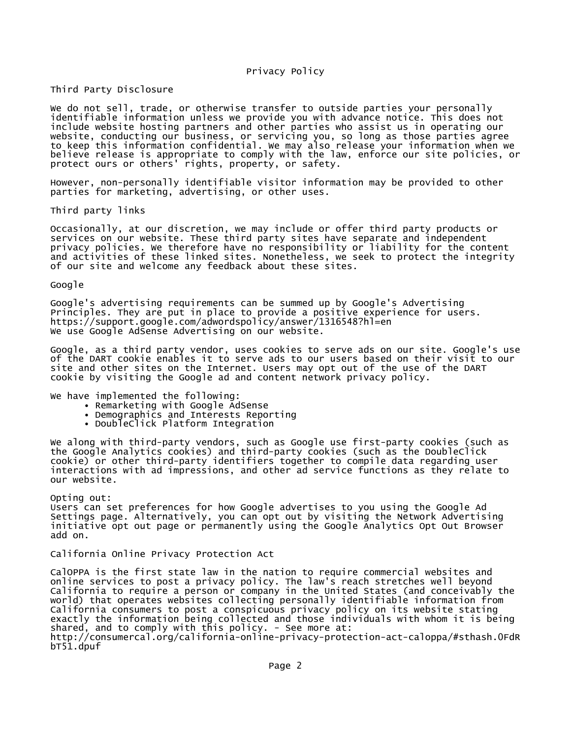# Privacy Policy

## Third Party Disclosure

We do not sell, trade, or otherwise transfer to outside parties your personally identifiable information unless we provide you with advance notice. This does not include website hosting partners and other parties who assist us in operating our website, conducting our business, or servicing you, so long as those parties agree to keep this information confidential. We may also release your information when we believe release is appropriate to comply with the law, enforce our site policies, or protect ours or others' rights, property, or safety.

However, non-personally identifiable visitor information may be provided to other parties for marketing, advertising, or other uses.

## Third party links

Occasionally, at our discretion, we may include or offer third party products or services on our website. These third party sites have separate and independent privacy policies. We therefore have no responsibility or liability for the content and activities of these linked sites. Nonetheless, we seek to protect the integrity of our site and welcome any feedback about these sites.

## Google

Google's advertising requirements can be summed up by Google's Advertising Principles. They are put in place to provide a positive experience for users.
https://support.google.com/adwordspolicy/answer/1316548?hl=en
We use Google AdSense Advertising on our website.

Google, as a third party vendor, uses cookies to serve ads on our site. Google's use of the DART cookie enables it to serve ads to our users based on their visit to our site and other sites on the Internet. Users may opt out of the use of the DART cookie by visiting the Google ad and content network privacy policy.

We have implemented the following:

- Remarketing with Google AdSense
- Demographics and Interests Reporting
- DoubleClick Platform Integration

We along with third-party vendors, such as Google use first-party cookies (such as the Google Analytics cookies) and third-party cookies (such as the DoubleClick cookie) or other third-party identifiers together to compile data regarding user interactions with ad impressions, and other ad service functions as they relate to our website.

Opting out:
Users can set preferences for how Google advertises to you using the Google Ad Settings page. Alternatively, you can opt out by visiting the Network Advertising initiative opt out page or permanently using the Google Analytics Opt Out Browser add on.

## California Online Privacy Protection Act

CalOPPA is the first state law in the nation to require commercial websites and online services to post a privacy policy. The law's reach stretches well beyond California to require a person or company in the United States (and conceivably the world) that operates websites collecting personally identifiable information from California consumers to post a conspicuous privacy policy on its website stating exactly the information being collected and those individuals with whom it is being shared, and to comply with this policy. - See more at:
http://consumercal.org/california-online-privacy-protection-act-caloppa/#sthash.0FdRbT51.dpuf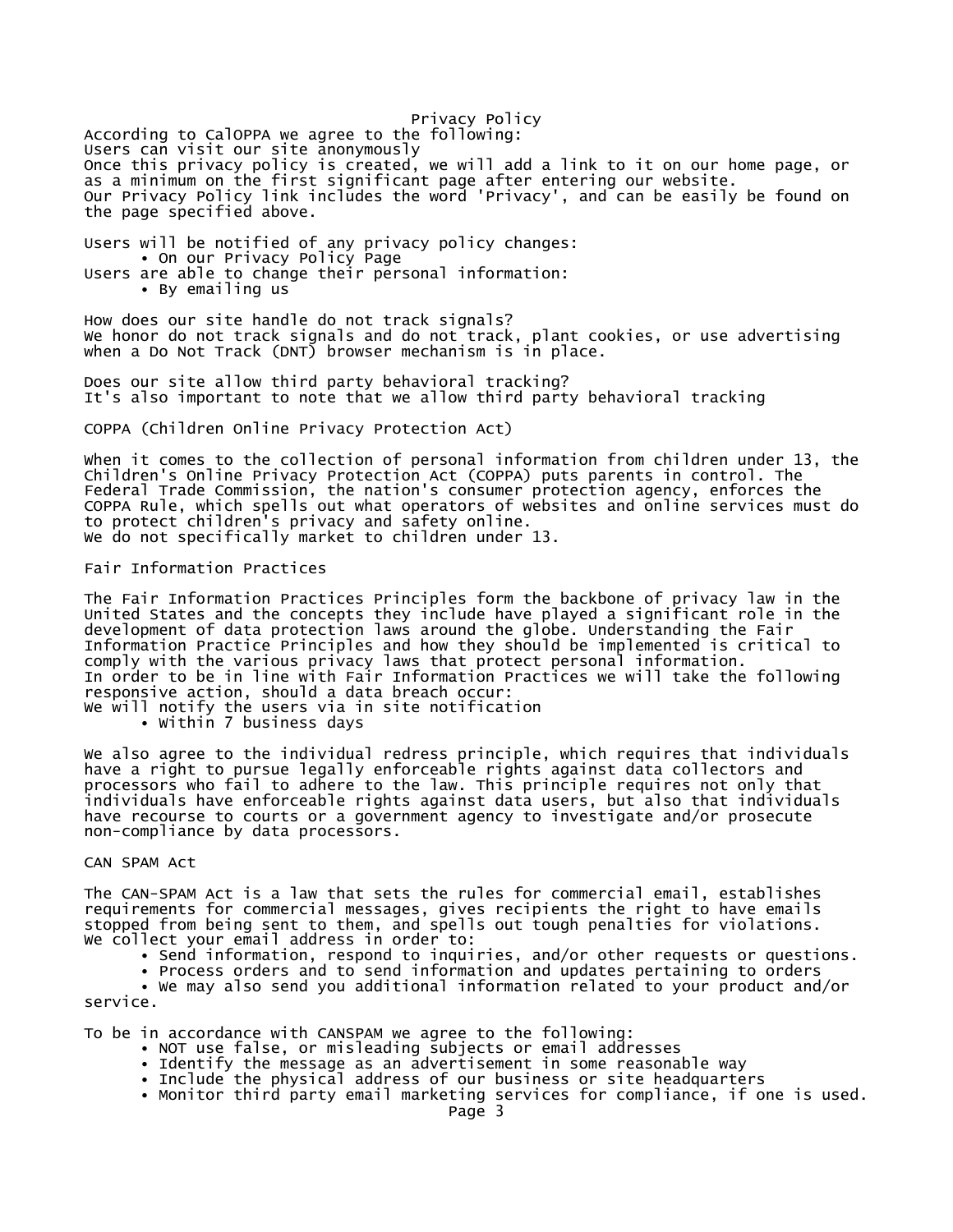# Privacy Policy

According to CalOPPA we agree to the following:
Users can visit our site anonymously
Once this privacy policy is created, we will add a link to it on our home page, or as a minimum on the first significant page after entering our website.
Our Privacy Policy link includes the word 'Privacy', and can be easily be found on the page specified above.

Users will be notified of any privacy policy changes:

- On our Privacy Policy Page

Users are able to change their personal information:

- By emailing us

How does our site handle do not track signals?
We honor do not track signals and do not track, plant cookies, or use advertising when a Do Not Track (DNT) browser mechanism is in place.

Does our site allow third party behavioral tracking?
It's also important to note that we allow third party behavioral tracking

## COPPA (Children Online Privacy Protection Act)

When it comes to the collection of personal information from children under 13, the Children's Online Privacy Protection Act (COPPA) puts parents in control. The Federal Trade Commission, the nation's consumer protection agency, enforces the COPPA Rule, which spells out what operators of websites and online services must do to protect children's privacy and safety online.
We do not specifically market to children under 13.

## Fair Information Practices

The Fair Information Practices Principles form the backbone of privacy law in the United States and the concepts they include have played a significant role in the development of data protection laws around the globe. Understanding the Fair Information Practice Principles and how they should be implemented is critical to comply with the various privacy laws that protect personal information.
In order to be in line with Fair Information Practices we will take the following responsive action, should a data breach occur:
We will notify the users via in site notification

- Within 7 business days

We also agree to the individual redress principle, which requires that individuals have a right to pursue legally enforceable rights against data collectors and processors who fail to adhere to the law. This principle requires not only that individuals have enforceable rights against data users, but also that individuals have recourse to courts or a government agency to investigate and/or prosecute non-compliance by data processors.

## CAN SPAM Act

The CAN-SPAM Act is a law that sets the rules for commercial email, establishes requirements for commercial messages, gives recipients the right to have emails stopped from being sent to them, and spells out tough penalties for violations.
We collect your email address in order to:

- Send information, respond to inquiries, and/or other requests or questions.
- Process orders and to send information and updates pertaining to orders
- We may also send you additional information related to your product and/or service.

To be in accordance with CANSPAM we agree to the following:

- NOT use false, or misleading subjects or email addresses
- Identify the message as an advertisement in some reasonable way
- Include the physical address of our business or site headquarters
- Monitor third party email marketing services for compliance, if one is used.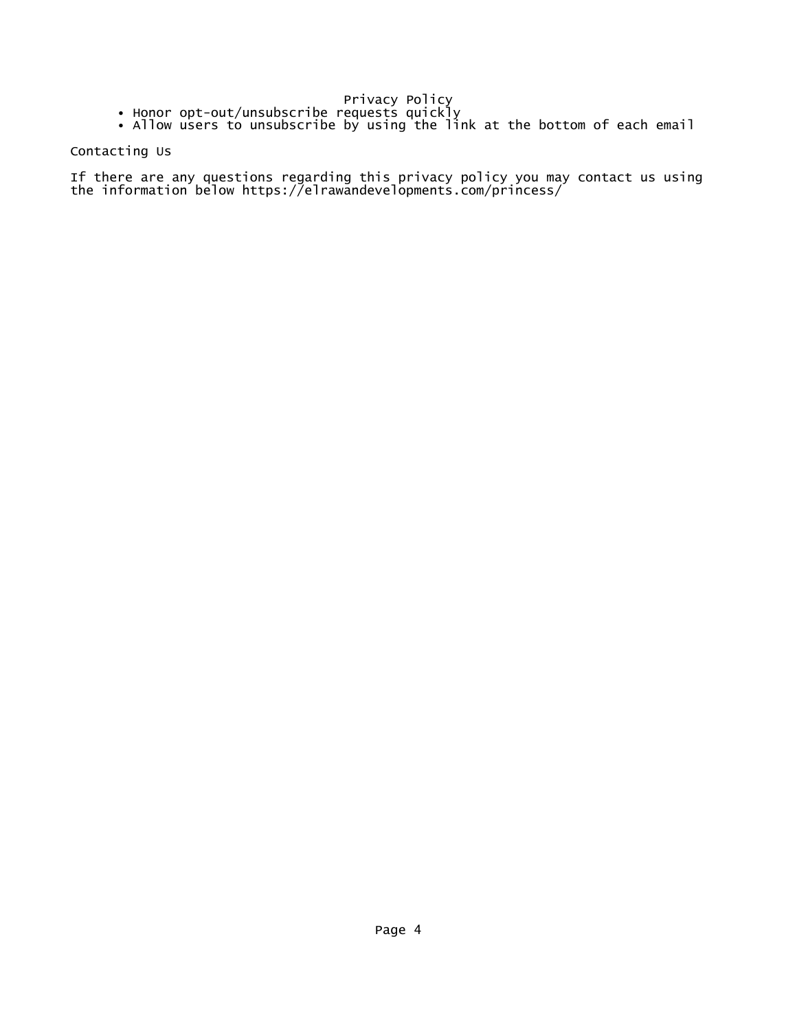- Honor opt-out/unsubscribe requests quickly
- Allow users to unsubscribe by using the link at the bottom of each email

## Contacting Us

If there are any questions regarding this privacy policy you may contact us using the information below https://elrawandevelopments.com/princess/